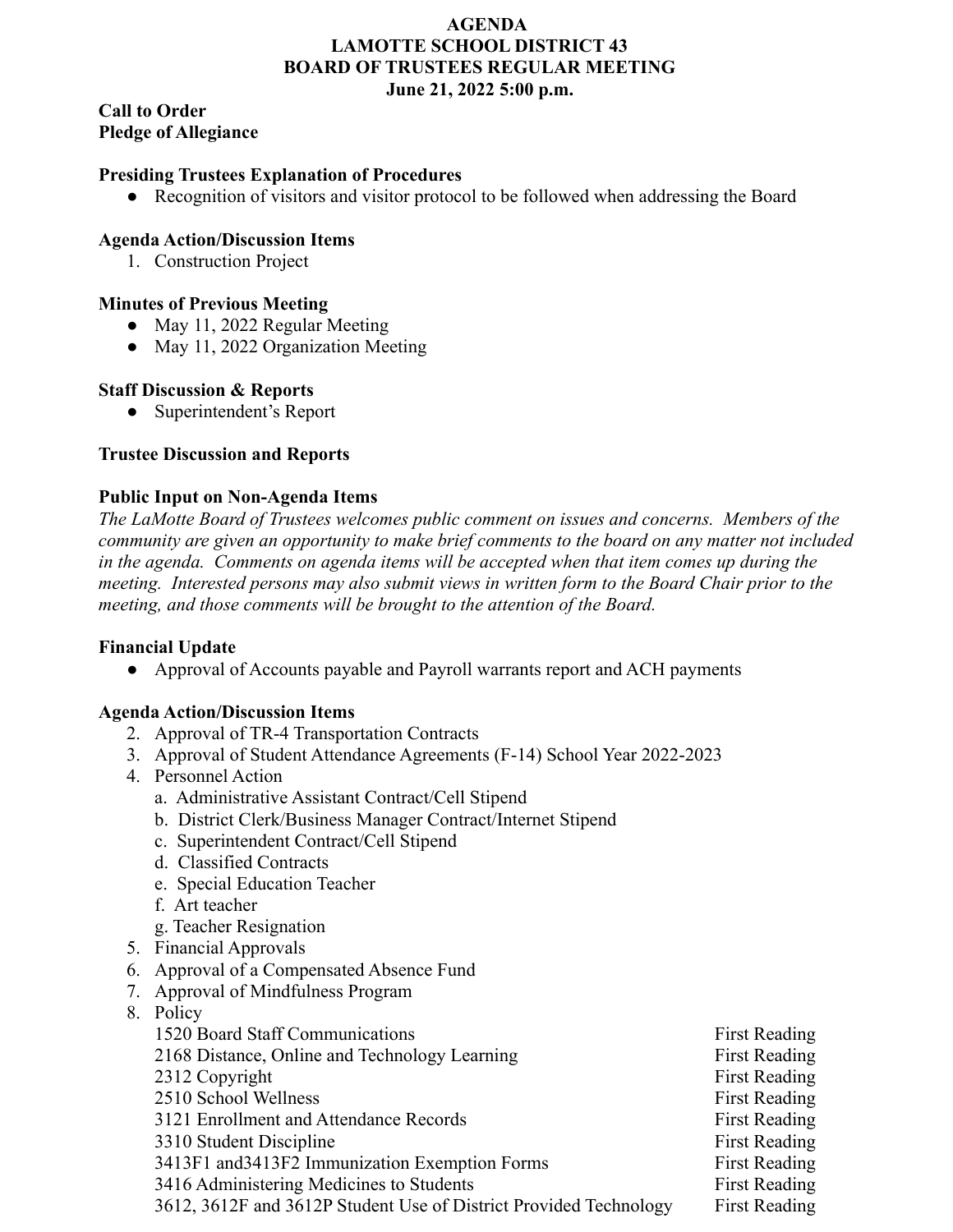# AGENDA
# LAMOTTE SCHOOL DISTRICT 43
# BOARD OF TRUSTEES REGULAR MEETING
## June 21, 2022 5:00 p.m.

**Call to Order**
**Pledge of Allegiance**

**Presiding Trustees Explanation of Procedures**

- Recognition of visitors and visitor protocol to be followed when addressing the Board

**Agenda Action/Discussion Items**

1. Construction Project

**Minutes of Previous Meeting**

- May 11, 2022 Regular Meeting
- May 11, 2022 Organization Meeting

**Staff Discussion & Reports**

- Superintendent's Report

**Trustee Discussion and Reports**

**Public Input on Non-Agenda Items**

*The LaMotte Board of Trustees welcomes public comment on issues and concerns. Members of the community are given an opportunity to make brief comments to the board on any matter not included in the agenda. Comments on agenda items will be accepted when that item comes up during the meeting. Interested persons may also submit views in written form to the Board Chair prior to the meeting, and those comments will be brought to the attention of the Board.*

**Financial Update**

- Approval of Accounts payable and Payroll warrants report and ACH payments

**Agenda Action/Discussion Items**

2. Approval of TR-4 Transportation Contracts
3. Approval of Student Attendance Agreements (F-14) School Year 2022-2023
4. Personnel Action
   a. Administrative Assistant Contract/Cell Stipend
   b. District Clerk/Business Manager Contract/Internet Stipend
   c. Superintendent Contract/Cell Stipend
   d. Classified Contracts
   e. Special Education Teacher
   f. Art teacher
   g. Teacher Resignation
5. Financial Approvals
6. Approval of a Compensated Absence Fund
7. Approval of Mindfulness Program
8. Policy

| | |
|---|---|
| 1520 Board Staff Communications | First Reading |
| 2168 Distance, Online and Technology Learning | First Reading |
| 2312 Copyright | First Reading |
| 2510 School Wellness | First Reading |
| 3121 Enrollment and Attendance Records | First Reading |
| 3310 Student Discipline | First Reading |
| 3413F1 and3413F2 Immunization Exemption Forms | First Reading |
| 3416 Administering Medicines to Students | First Reading |
| 3612, 3612F and 3612P Student Use of District Provided Technology | First Reading |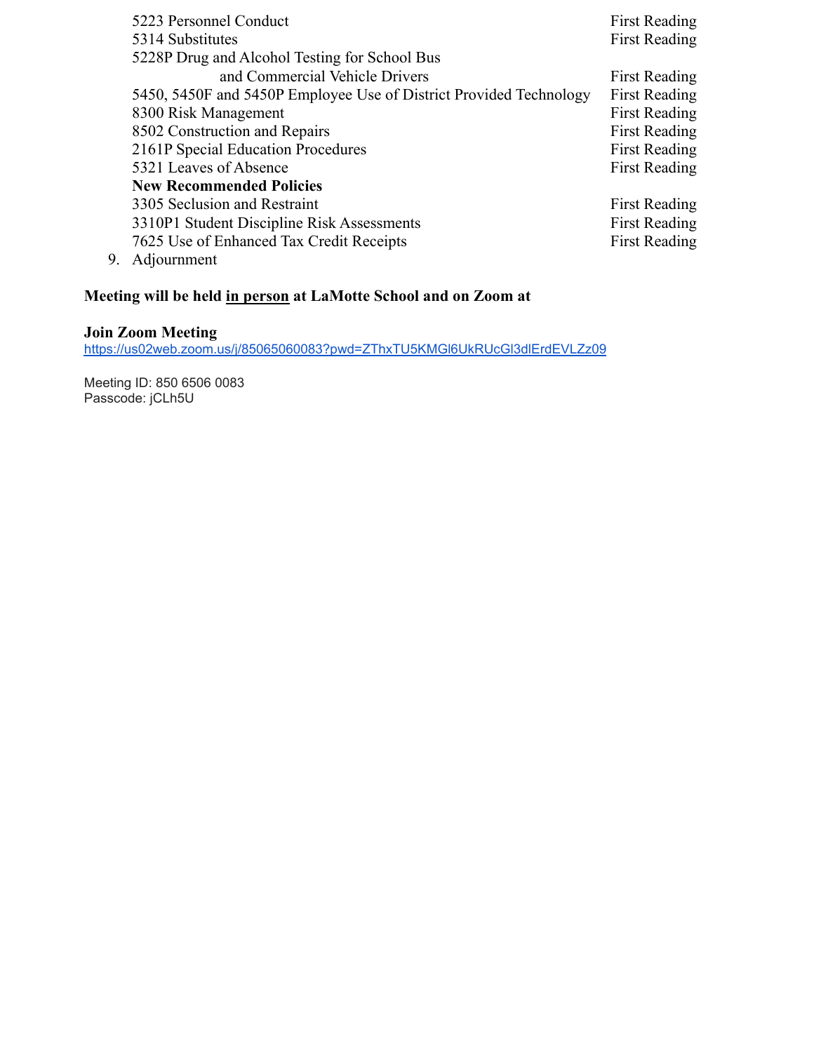| | |
|---|---|
| 5223 Personnel Conduct | First Reading |
| 5314 Substitutes | First Reading |
| 5228P Drug and Alcohol Testing for School Bus and Commercial Vehicle Drivers | First Reading |
| 5450, 5450F and 5450P Employee Use of District Provided Technology | First Reading |
| 8300 Risk Management | First Reading |
| 8502 Construction and Repairs | First Reading |
| 2161P Special Education Procedures | First Reading |
| 5321 Leaves of Absence | First Reading |
| **New Recommended Policies** | |
| 3305 Seclusion and Restraint | First Reading |
| 3310P1 Student Discipline Risk Assessments | First Reading |
| 7625 Use of Enhanced Tax Credit Receipts | First Reading |

9. Adjournment

**Meeting will be held <u>in person</u> at LaMotte School and on Zoom at**

**Join Zoom Meeting**
https://us02web.zoom.us/j/85065060083?pwd=ZThxTU5KMGl6UkRUcGl3dlErdEVLZz09

Meeting ID: 850 6506 0083
Passcode: jCLh5U